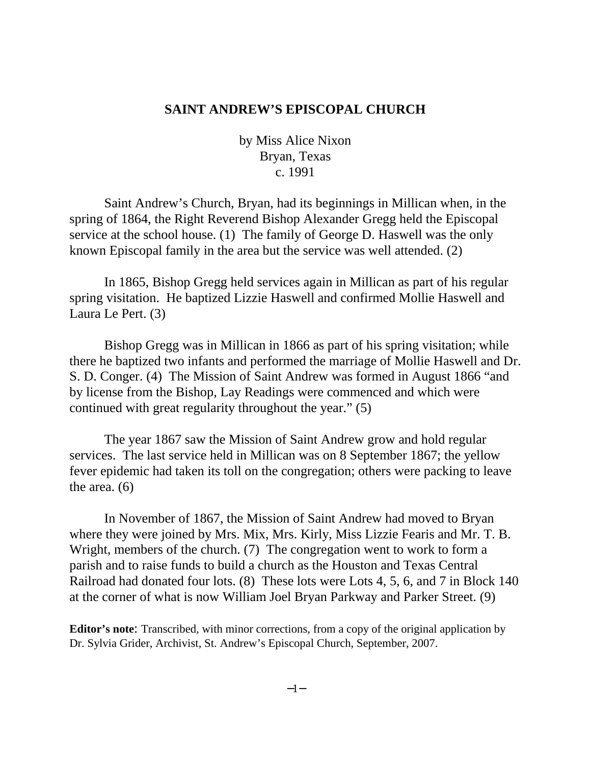# SAINT ANDREW'S EPISCOPAL CHURCH

by Miss Alice Nixon
Bryan, Texas
c. 1991

Saint Andrew's Church, Bryan, had its beginnings in Millican when, in the spring of 1864, the Right Reverend Bishop Alexander Gregg held the Episcopal service at the school house. (1) The family of George D. Haswell was the only known Episcopal family in the area but the service was well attended. (2)

In 1865, Bishop Gregg held services again in Millican as part of his regular spring visitation. He baptized Lizzie Haswell and confirmed Mollie Haswell and Laura Le Pert. (3)

Bishop Gregg was in Millican in 1866 as part of his spring visitation; while there he baptized two infants and performed the marriage of Mollie Haswell and Dr. S. D. Conger. (4) The Mission of Saint Andrew was formed in August 1866 "and by license from the Bishop, Lay Readings were commenced and which were continued with great regularity throughout the year." (5)

The year 1867 saw the Mission of Saint Andrew grow and hold regular services. The last service held in Millican was on 8 September 1867; the yellow fever epidemic had taken its toll on the congregation; others were packing to leave the area. (6)

In November of 1867, the Mission of Saint Andrew had moved to Bryan where they were joined by Mrs. Mix, Mrs. Kirly, Miss Lizzie Fearis and Mr. T. B. Wright, members of the church. (7) The congregation went to work to form a parish and to raise funds to build a church as the Houston and Texas Central Railroad had donated four lots. (8) These lots were Lots 4, 5, 6, and 7 in Block 140 at the corner of what is now William Joel Bryan Parkway and Parker Street. (9)

**Editor's note**: Transcribed, with minor corrections, from a copy of the original application by Dr. Sylvia Grider, Archivist, St. Andrew's Episcopal Church, September, 2007.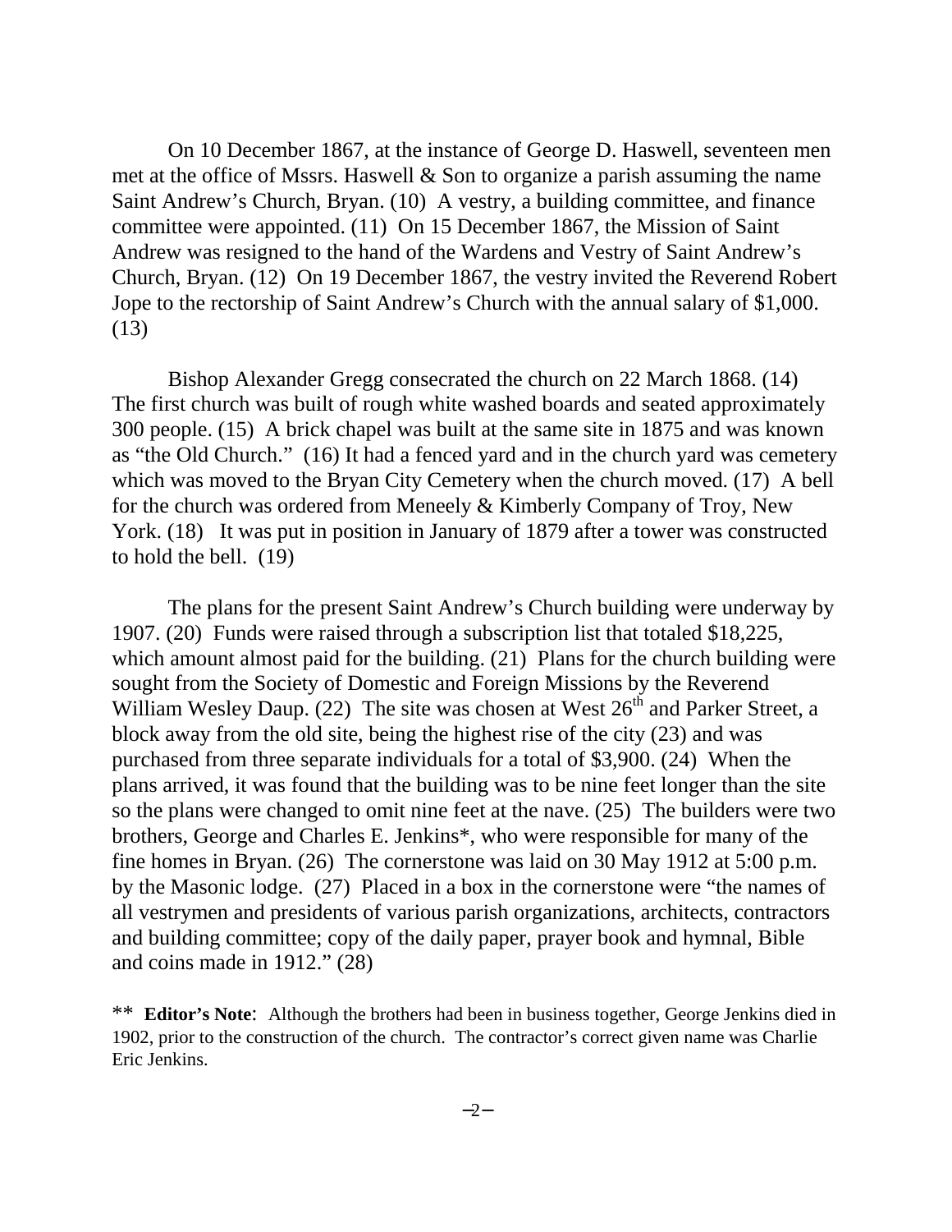On 10 December 1867, at the instance of George D. Haswell, seventeen men met at the office of Mssrs. Haswell & Son to organize a parish assuming the name Saint Andrew's Church, Bryan. (10) A vestry, a building committee, and finance committee were appointed. (11) On 15 December 1867, the Mission of Saint Andrew was resigned to the hand of the Wardens and Vestry of Saint Andrew's Church, Bryan. (12) On 19 December 1867, the vestry invited the Reverend Robert Jope to the rectorship of Saint Andrew's Church with the annual salary of $1,000. (13)

Bishop Alexander Gregg consecrated the church on 22 March 1868. (14) The first church was built of rough white washed boards and seated approximately 300 people. (15) A brick chapel was built at the same site in 1875 and was known as "the Old Church." (16) It had a fenced yard and in the church yard was cemetery which was moved to the Bryan City Cemetery when the church moved. (17) A bell for the church was ordered from Meneely & Kimberly Company of Troy, New York. (18) It was put in position in January of 1879 after a tower was constructed to hold the bell. (19)

The plans for the present Saint Andrew's Church building were underway by 1907. (20) Funds were raised through a subscription list that totaled $18,225, which amount almost paid for the building. (21) Plans for the church building were sought from the Society of Domestic and Foreign Missions by the Reverend William Wesley Daup. (22) The site was chosen at West 26th and Parker Street, a block away from the old site, being the highest rise of the city (23) and was purchased from three separate individuals for a total of $3,900. (24) When the plans arrived, it was found that the building was to be nine feet longer than the site so the plans were changed to omit nine feet at the nave. (25) The builders were two brothers, George and Charles E. Jenkins*, who were responsible for many of the fine homes in Bryan. (26) The cornerstone was laid on 30 May 1912 at 5:00 p.m. by the Masonic lodge. (27) Placed in a box in the cornerstone were "the names of all vestrymen and presidents of various parish organizations, architects, contractors and building committee; copy of the daily paper, prayer book and hymnal, Bible and coins made in 1912." (28)

** **Editor's Note**: Although the brothers had been in business together, George Jenkins died in 1902, prior to the construction of the church. The contractor's correct given name was Charlie Eric Jenkins.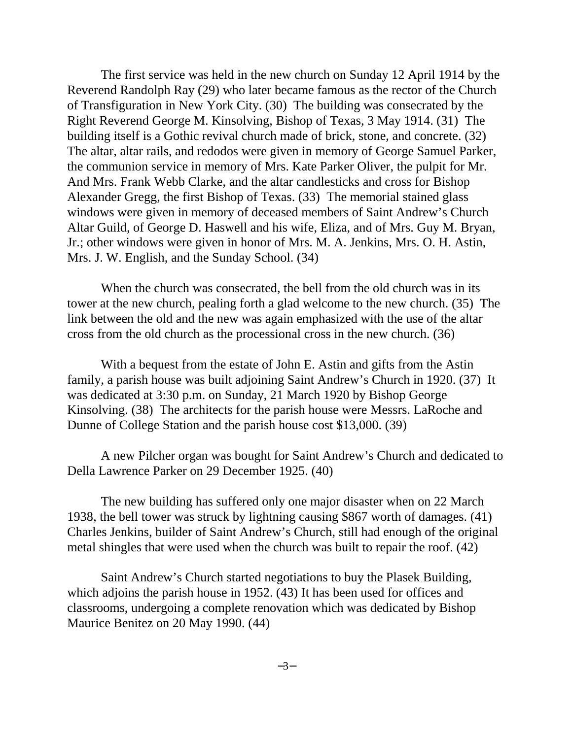The first service was held in the new church on Sunday 12 April 1914 by the Reverend Randolph Ray (29) who later became famous as the rector of the Church of Transfiguration in New York City. (30) The building was consecrated by the Right Reverend George M. Kinsolving, Bishop of Texas, 3 May 1914. (31) The building itself is a Gothic revival church made of brick, stone, and concrete. (32) The altar, altar rails, and redodos were given in memory of George Samuel Parker, the communion service in memory of Mrs. Kate Parker Oliver, the pulpit for Mr. And Mrs. Frank Webb Clarke, and the altar candlesticks and cross for Bishop Alexander Gregg, the first Bishop of Texas. (33) The memorial stained glass windows were given in memory of deceased members of Saint Andrew's Church Altar Guild, of George D. Haswell and his wife, Eliza, and of Mrs. Guy M. Bryan, Jr.; other windows were given in honor of Mrs. M. A. Jenkins, Mrs. O. H. Astin, Mrs. J. W. English, and the Sunday School. (34)

When the church was consecrated, the bell from the old church was in its tower at the new church, pealing forth a glad welcome to the new church. (35) The link between the old and the new was again emphasized with the use of the altar cross from the old church as the processional cross in the new church. (36)

With a bequest from the estate of John E. Astin and gifts from the Astin family, a parish house was built adjoining Saint Andrew's Church in 1920. (37) It was dedicated at 3:30 p.m. on Sunday, 21 March 1920 by Bishop George Kinsolving. (38) The architects for the parish house were Messrs. LaRoche and Dunne of College Station and the parish house cost $13,000. (39)

A new Pilcher organ was bought for Saint Andrew's Church and dedicated to Della Lawrence Parker on 29 December 1925. (40)

The new building has suffered only one major disaster when on 22 March 1938, the bell tower was struck by lightning causing $867 worth of damages. (41) Charles Jenkins, builder of Saint Andrew's Church, still had enough of the original metal shingles that were used when the church was built to repair the roof. (42)

Saint Andrew's Church started negotiations to buy the Plasek Building, which adjoins the parish house in 1952. (43) It has been used for offices and classrooms, undergoing a complete renovation which was dedicated by Bishop Maurice Benitez on 20 May 1990. (44)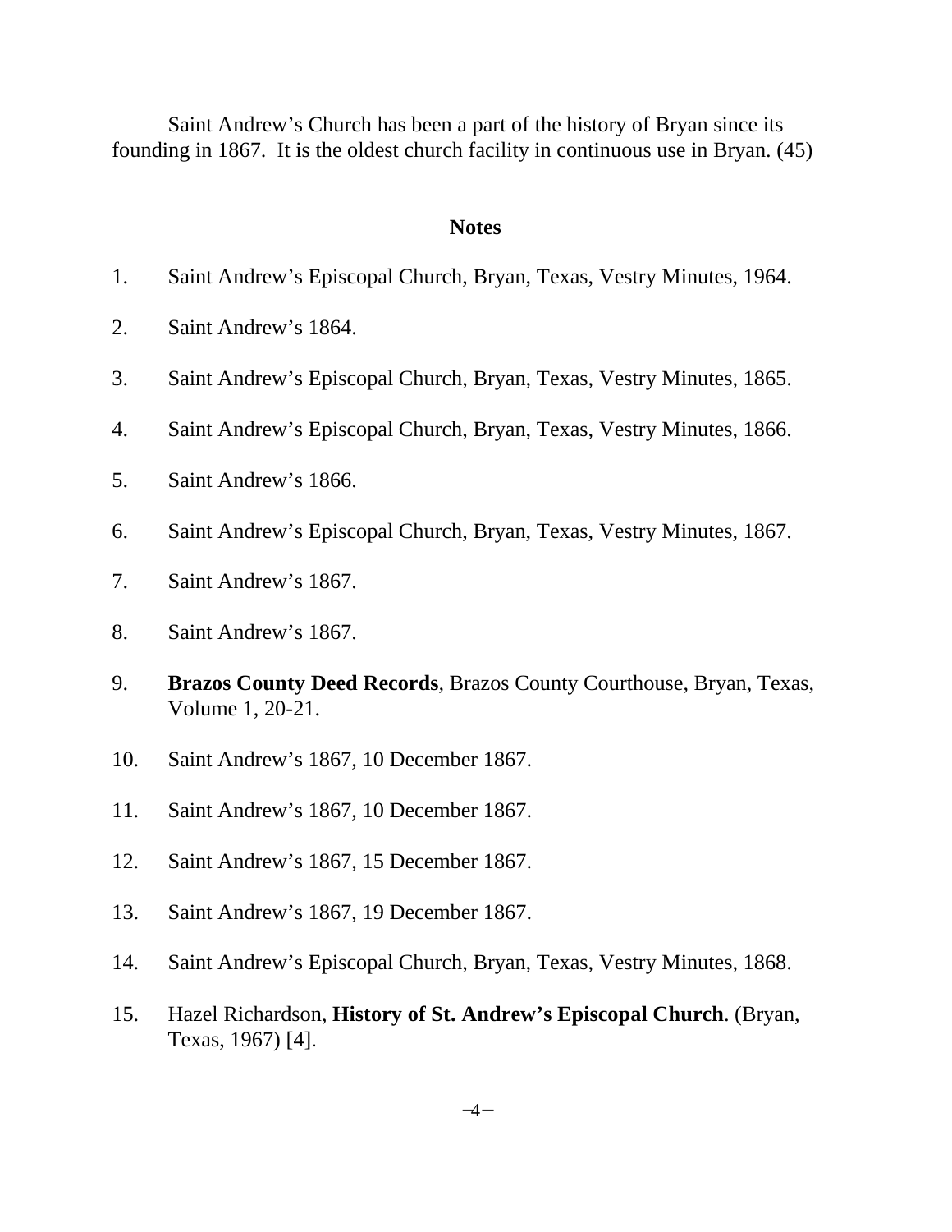Saint Andrew's Church has been a part of the history of Bryan since its founding in 1867. It is the oldest church facility in continuous use in Bryan. (45)

## Notes

1. Saint Andrew's Episcopal Church, Bryan, Texas, Vestry Minutes, 1964.
2. Saint Andrew's 1864.
3. Saint Andrew's Episcopal Church, Bryan, Texas, Vestry Minutes, 1865.
4. Saint Andrew's Episcopal Church, Bryan, Texas, Vestry Minutes, 1866.
5. Saint Andrew's 1866.
6. Saint Andrew's Episcopal Church, Bryan, Texas, Vestry Minutes, 1867.
7. Saint Andrew's 1867.
8. Saint Andrew's 1867.
9. **Brazos County Deed Records**, Brazos County Courthouse, Bryan, Texas, Volume 1, 20-21.
10. Saint Andrew's 1867, 10 December 1867.
11. Saint Andrew's 1867, 10 December 1867.
12. Saint Andrew's 1867, 15 December 1867.
13. Saint Andrew's 1867, 19 December 1867.
14. Saint Andrew's Episcopal Church, Bryan, Texas, Vestry Minutes, 1868.
15. Hazel Richardson, **History of St. Andrew's Episcopal Church**. (Bryan, Texas, 1967) [4].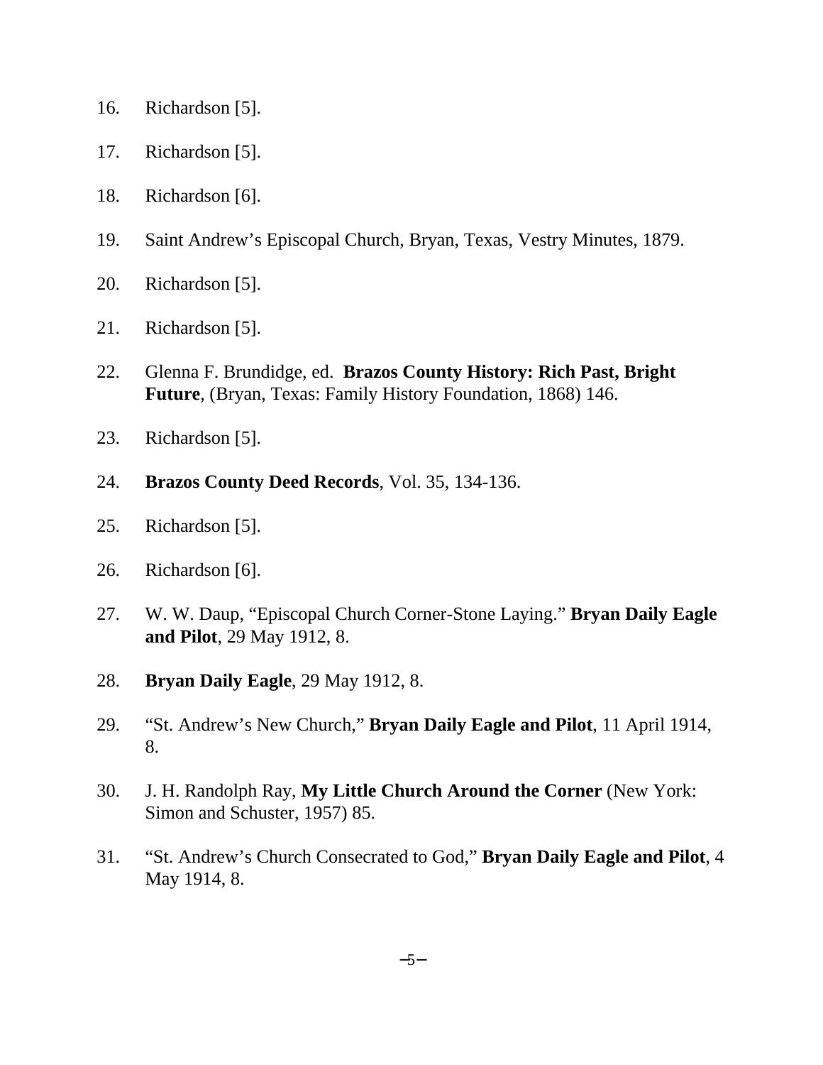16. Richardson [5].

17. Richardson [5].

18. Richardson [6].

19. Saint Andrew's Episcopal Church, Bryan, Texas, Vestry Minutes, 1879.

20. Richardson [5].

21. Richardson [5].

22. Glenna F. Brundidge, ed. **Brazos County History: Rich Past, Bright Future**, (Bryan, Texas: Family History Foundation, 1868) 146.

23. Richardson [5].

24. **Brazos County Deed Records**, Vol. 35, 134-136.

25. Richardson [5].

26. Richardson [6].

27. W. W. Daup, "Episcopal Church Corner-Stone Laying." **Bryan Daily Eagle and Pilot**, 29 May 1912, 8.

28. **Bryan Daily Eagle**, 29 May 1912, 8.

29. "St. Andrew's New Church," **Bryan Daily Eagle and Pilot**, 11 April 1914, 8.

30. J. H. Randolph Ray, **My Little Church Around the Corner** (New York: Simon and Schuster, 1957) 85.

31. "St. Andrew's Church Consecrated to God," **Bryan Daily Eagle and Pilot**, 4 May 1914, 8.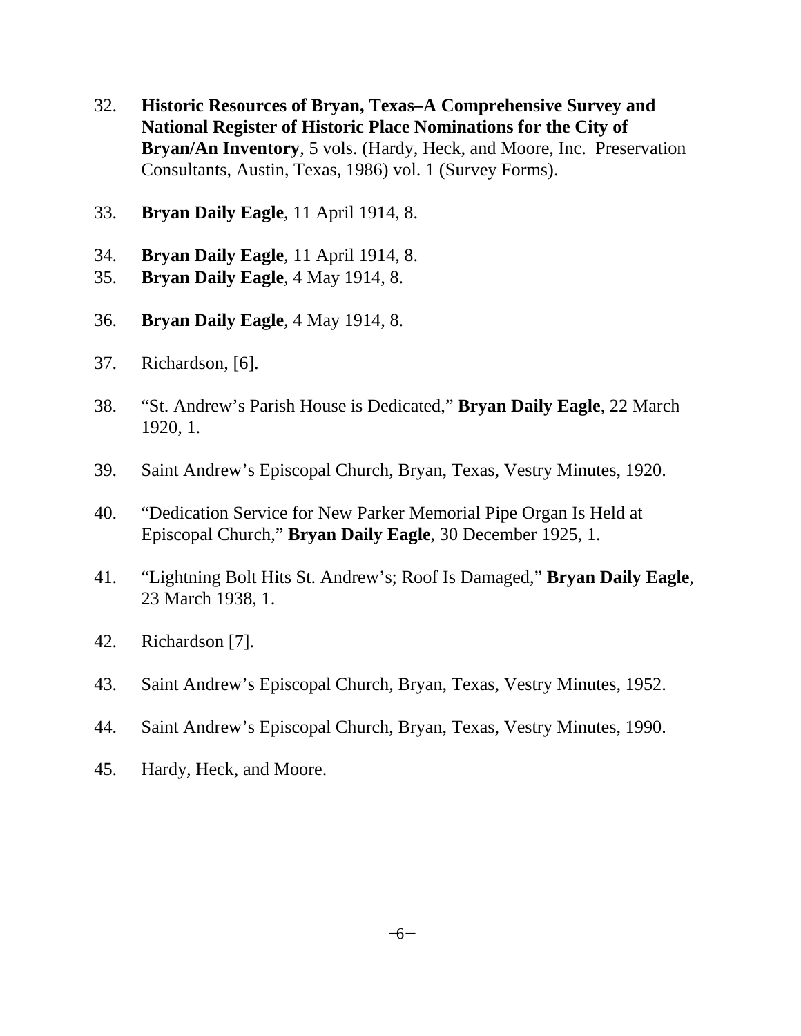32. **Historic Resources of Bryan, Texas–A Comprehensive Survey and National Register of Historic Place Nominations for the City of Bryan/An Inventory**, 5 vols. (Hardy, Heck, and Moore, Inc. Preservation Consultants, Austin, Texas, 1986) vol. 1 (Survey Forms).

33. **Bryan Daily Eagle**, 11 April 1914, 8.

34. **Bryan Daily Eagle**, 11 April 1914, 8.
35. **Bryan Daily Eagle**, 4 May 1914, 8.

36. **Bryan Daily Eagle**, 4 May 1914, 8.

37. Richardson, [6].

38. "St. Andrew's Parish House is Dedicated," **Bryan Daily Eagle**, 22 March 1920, 1.

39. Saint Andrew's Episcopal Church, Bryan, Texas, Vestry Minutes, 1920.

40. "Dedication Service for New Parker Memorial Pipe Organ Is Held at Episcopal Church," **Bryan Daily Eagle**, 30 December 1925, 1.

41. "Lightning Bolt Hits St. Andrew's; Roof Is Damaged," **Bryan Daily Eagle**, 23 March 1938, 1.

42. Richardson [7].

43. Saint Andrew's Episcopal Church, Bryan, Texas, Vestry Minutes, 1952.

44. Saint Andrew's Episcopal Church, Bryan, Texas, Vestry Minutes, 1990.

45. Hardy, Heck, and Moore.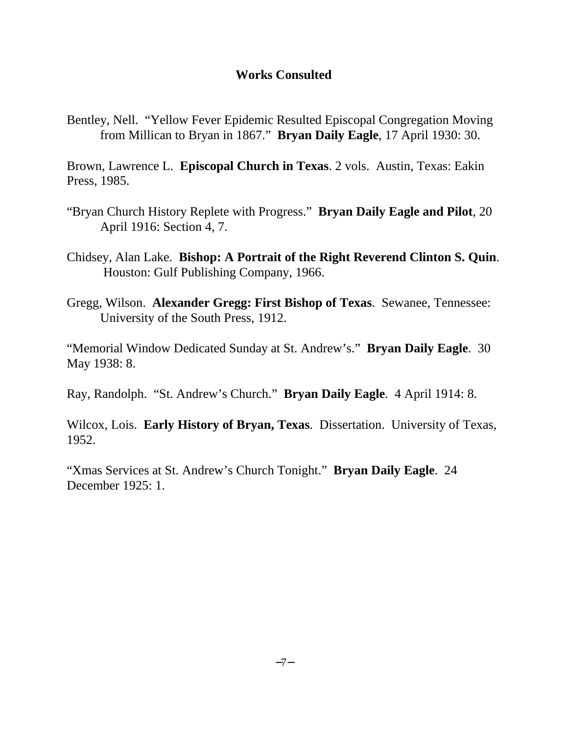## Works Consulted

Bentley, Nell. "Yellow Fever Epidemic Resulted Episcopal Congregation Moving from Millican to Bryan in 1867." **Bryan Daily Eagle**, 17 April 1930: 30.

Brown, Lawrence L. **Episcopal Church in Texas**. 2 vols. Austin, Texas: Eakin Press, 1985.

"Bryan Church History Replete with Progress." **Bryan Daily Eagle and Pilot**, 20 April 1916: Section 4, 7.

Chidsey, Alan Lake. **Bishop: A Portrait of the Right Reverend Clinton S. Quin**. Houston: Gulf Publishing Company, 1966.

Gregg, Wilson. **Alexander Gregg: First Bishop of Texas**. Sewanee, Tennessee: University of the South Press, 1912.

"Memorial Window Dedicated Sunday at St. Andrew's." **Bryan Daily Eagle**. 30 May 1938: 8.

Ray, Randolph. "St. Andrew's Church." **Bryan Daily Eagle**. 4 April 1914: 8.

Wilcox, Lois. **Early History of Bryan, Texas**. Dissertation. University of Texas, 1952.

"Xmas Services at St. Andrew's Church Tonight." **Bryan Daily Eagle**. 24 December 1925: 1.